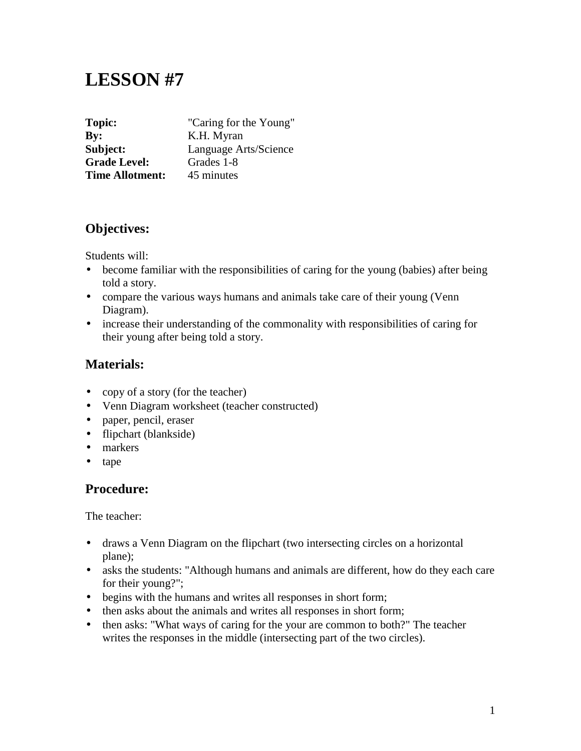# LESSON #7

**Topic:** "Caring for the Young"
**By:** K.H. Myran
**Subject:** Language Arts/Science
**Grade Level:** Grades 1-8
**Time Allotment:** 45 minutes

## Objectives:

Students will:

- become familiar with the responsibilities of caring for the young (babies) after being told a story.
- compare the various ways humans and animals take care of their young (Venn Diagram).
- increase their understanding of the commonality with responsibilities of caring for their young after being told a story.

## Materials:

- copy of a story (for the teacher)
- Venn Diagram worksheet (teacher constructed)
- paper, pencil, eraser
- flipchart (blankside)
- markers
- tape

## Procedure:

The teacher:

- draws a Venn Diagram on the flipchart (two intersecting circles on a horizontal plane);
- asks the students: "Although humans and animals are different, how do they each care for their young?";
- begins with the humans and writes all responses in short form;
- then asks about the animals and writes all responses in short form;
- then asks: "What ways of caring for the your are common to both?" The teacher writes the responses in the middle (intersecting part of the two circles).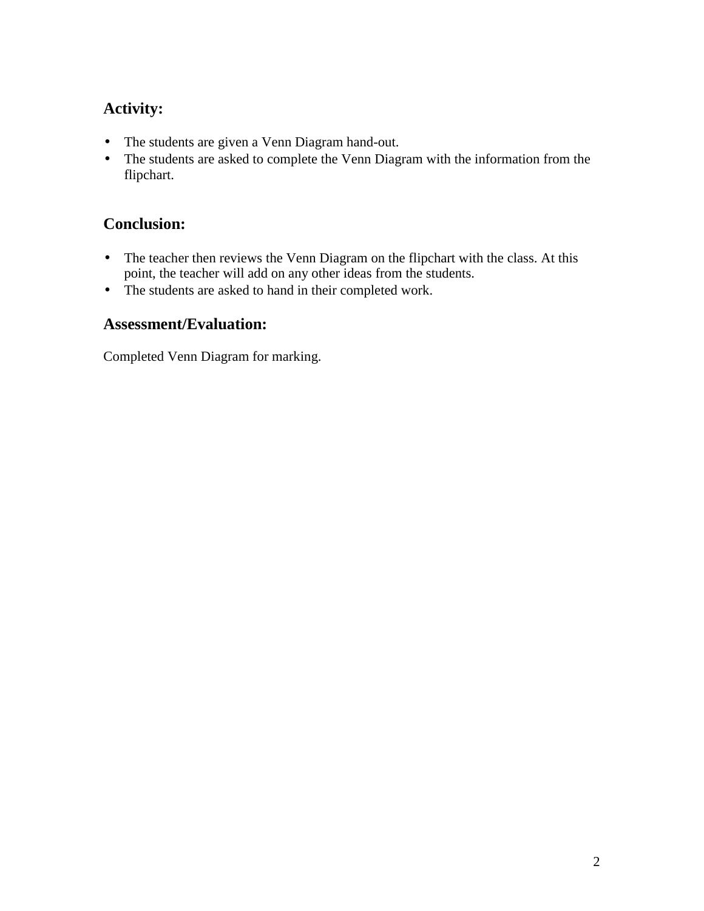## Activity:

- The students are given a Venn Diagram hand-out.
- The students are asked to complete the Venn Diagram with the information from the flipchart.

## Conclusion:

- The teacher then reviews the Venn Diagram on the flipchart with the class. At this point, the teacher will add on any other ideas from the students.
- The students are asked to hand in their completed work.

## Assessment/Evaluation:

Completed Venn Diagram for marking.